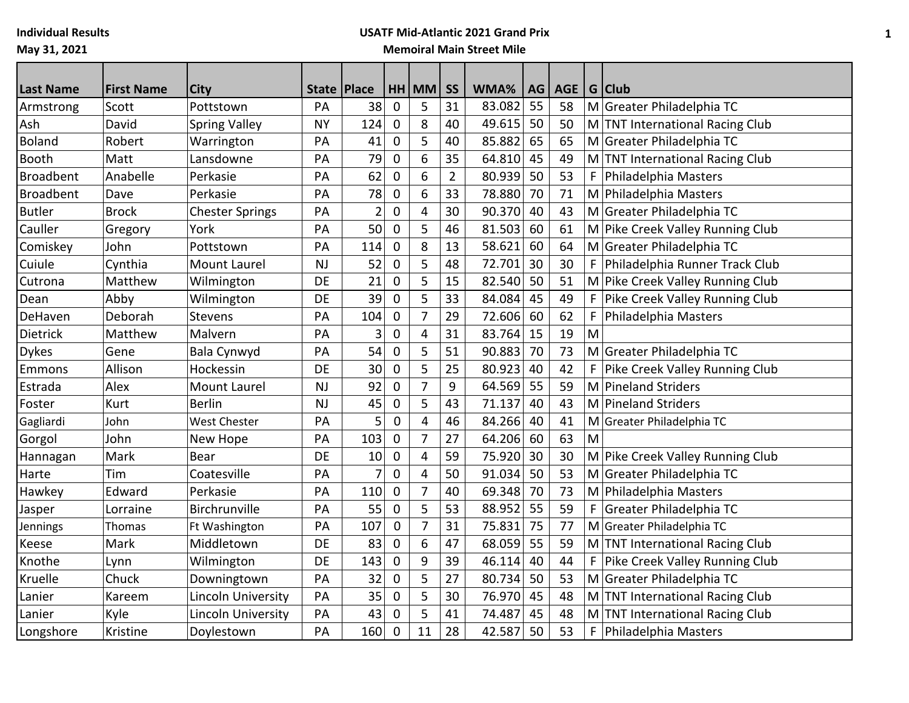**Individual Results**
**May 31, 2021**

**USATF Mid-Atlantic 2021 Grand Prix**
**Memoiral Main Street Mile**

| Last Name | First Name | City | State | Place | HH | MM | SS | WMA% | AG | AGE | G | Club |
|---|---|---|---|---|---|---|---|---|---|---|---|---|
| Armstrong | Scott | Pottstown | PA | 38 | 0 | 5 | 31 | 83.082 | 55 | 58 | M | Greater Philadelphia TC |
| Ash | David | Spring Valley | NY | 124 | 0 | 8 | 40 | 49.615 | 50 | 50 | M | TNT International Racing Club |
| Boland | Robert | Warrington | PA | 41 | 0 | 5 | 40 | 85.882 | 65 | 65 | M | Greater Philadelphia TC |
| Booth | Matt | Lansdowne | PA | 79 | 0 | 6 | 35 | 64.810 | 45 | 49 | M | TNT International Racing Club |
| Broadbent | Anabelle | Perkasie | PA | 62 | 0 | 6 | 2 | 80.939 | 50 | 53 | F | Philadelphia Masters |
| Broadbent | Dave | Perkasie | PA | 78 | 0 | 6 | 33 | 78.880 | 70 | 71 | M | Philadelphia Masters |
| Butler | Brock | Chester Springs | PA | 2 | 0 | 4 | 30 | 90.370 | 40 | 43 | M | Greater Philadelphia TC |
| Cauller | Gregory | York | PA | 50 | 0 | 5 | 46 | 81.503 | 60 | 61 | M | Pike Creek Valley Running Club |
| Comiskey | John | Pottstown | PA | 114 | 0 | 8 | 13 | 58.621 | 60 | 64 | M | Greater Philadelphia TC |
| Cuiule | Cynthia | Mount Laurel | NJ | 52 | 0 | 5 | 48 | 72.701 | 30 | 30 | F | Philadelphia Runner Track Club |
| Cutrona | Matthew | Wilmington | DE | 21 | 0 | 5 | 15 | 82.540 | 50 | 51 | M | Pike Creek Valley Running Club |
| Dean | Abby | Wilmington | DE | 39 | 0 | 5 | 33 | 84.084 | 45 | 49 | F | Pike Creek Valley Running Club |
| DeHaven | Deborah | Stevens | PA | 104 | 0 | 7 | 29 | 72.606 | 60 | 62 | F | Philadelphia Masters |
| Dietrick | Matthew | Malvern | PA | 3 | 0 | 4 | 31 | 83.764 | 15 | 19 | M | |
| Dykes | Gene | Bala Cynwyd | PA | 54 | 0 | 5 | 51 | 90.883 | 70 | 73 | M | Greater Philadelphia TC |
| Emmons | Allison | Hockessin | DE | 30 | 0 | 5 | 25 | 80.923 | 40 | 42 | F | Pike Creek Valley Running Club |
| Estrada | Alex | Mount Laurel | NJ | 92 | 0 | 7 | 9 | 64.569 | 55 | 59 | M | Pineland Striders |
| Foster | Kurt | Berlin | NJ | 45 | 0 | 5 | 43 | 71.137 | 40 | 43 | M | Pineland Striders |
| Gagliardi | John | West Chester | PA | 5 | 0 | 4 | 46 | 84.266 | 40 | 41 | M | Greater Philadelphia TC |
| Gorgol | John | New Hope | PA | 103 | 0 | 7 | 27 | 64.206 | 60 | 63 | M | |
| Hannagan | Mark | Bear | DE | 10 | 0 | 4 | 59 | 75.920 | 30 | 30 | M | Pike Creek Valley Running Club |
| Harte | Tim | Coatesville | PA | 7 | 0 | 4 | 50 | 91.034 | 50 | 53 | M | Greater Philadelphia TC |
| Hawkey | Edward | Perkasie | PA | 110 | 0 | 7 | 40 | 69.348 | 70 | 73 | M | Philadelphia Masters |
| Jasper | Lorraine | Birchrunville | PA | 55 | 0 | 5 | 53 | 88.952 | 55 | 59 | F | Greater Philadelphia TC |
| Jennings | Thomas | Ft Washington | PA | 107 | 0 | 7 | 31 | 75.831 | 75 | 77 | M | Greater Philadelphia TC |
| Keese | Mark | Middletown | DE | 83 | 0 | 6 | 47 | 68.059 | 55 | 59 | M | TNT International Racing Club |
| Knothe | Lynn | Wilmington | DE | 143 | 0 | 9 | 39 | 46.114 | 40 | 44 | F | Pike Creek Valley Running Club |
| Kruelle | Chuck | Downingtown | PA | 32 | 0 | 5 | 27 | 80.734 | 50 | 53 | M | Greater Philadelphia TC |
| Lanier | Kareem | Lincoln University | PA | 35 | 0 | 5 | 30 | 76.970 | 45 | 48 | M | TNT International Racing Club |
| Lanier | Kyle | Lincoln University | PA | 43 | 0 | 5 | 41 | 74.487 | 45 | 48 | M | TNT International Racing Club |
| Longshore | Kristine | Doylestown | PA | 160 | 0 | 11 | 28 | 42.587 | 50 | 53 | F | Philadelphia Masters |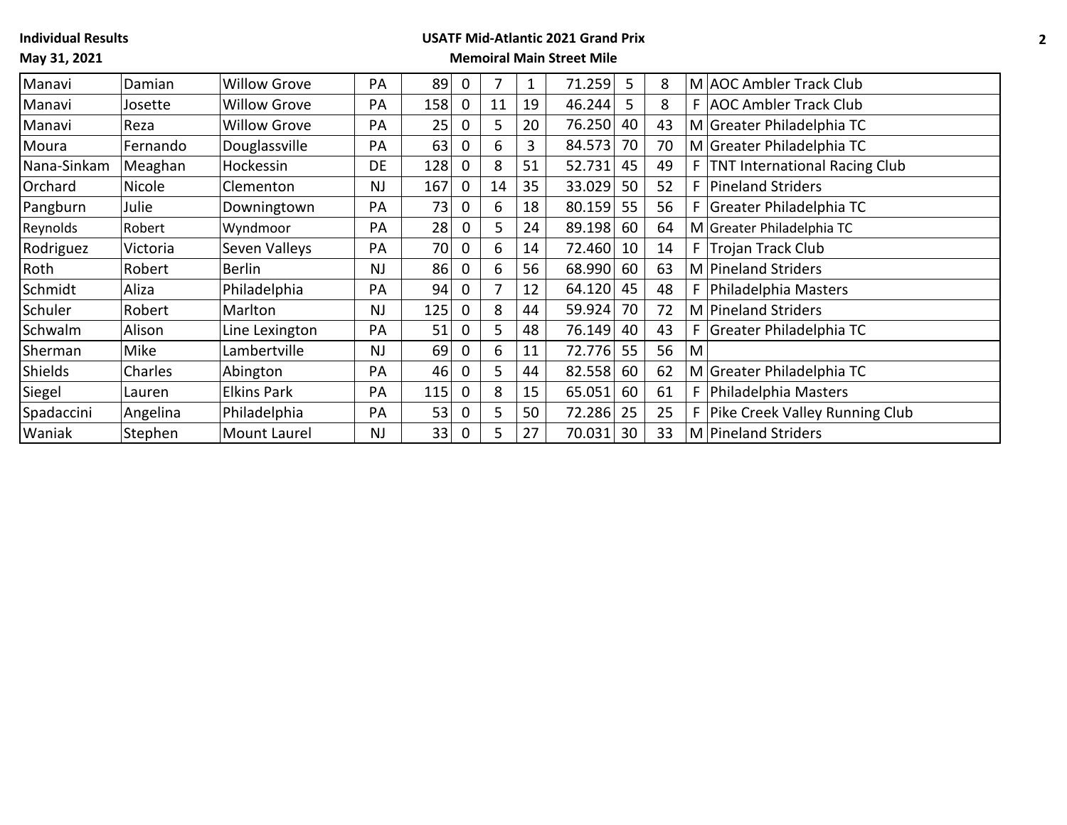**Individual Results**

**May 31, 2021**

**USATF Mid-Atlantic 2021 Grand Prix**

**Memoiral Main Street Mile**

| | | | | | | | | | | | | |
|---|---|---|---|---|---|---|---|---|---|---|---|---|
| Manavi | Damian | Willow Grove | PA | 89 | 0 | 7 | 1 | 71.259 | 5 | 8 | M | AOC Ambler Track Club |
| Manavi | Josette | Willow Grove | PA | 158 | 0 | 11 | 19 | 46.244 | 5 | 8 | F | AOC Ambler Track Club |
| Manavi | Reza | Willow Grove | PA | 25 | 0 | 5 | 20 | 76.250 | 40 | 43 | M | Greater Philadelphia TC |
| Moura | Fernando | Douglassville | PA | 63 | 0 | 6 | 3 | 84.573 | 70 | 70 | M | Greater Philadelphia TC |
| Nana-Sinkam | Meaghan | Hockessin | DE | 128 | 0 | 8 | 51 | 52.731 | 45 | 49 | F | TNT International Racing Club |
| Orchard | Nicole | Clementon | NJ | 167 | 0 | 14 | 35 | 33.029 | 50 | 52 | F | Pineland Striders |
| Pangburn | Julie | Downingtown | PA | 73 | 0 | 6 | 18 | 80.159 | 55 | 56 | F | Greater Philadelphia TC |
| Reynolds | Robert | Wyndmoor | PA | 28 | 0 | 5 | 24 | 89.198 | 60 | 64 | M | Greater Philadelphia TC |
| Rodriguez | Victoria | Seven Valleys | PA | 70 | 0 | 6 | 14 | 72.460 | 10 | 14 | F | Trojan Track Club |
| Roth | Robert | Berlin | NJ | 86 | 0 | 6 | 56 | 68.990 | 60 | 63 | M | Pineland Striders |
| Schmidt | Aliza | Philadelphia | PA | 94 | 0 | 7 | 12 | 64.120 | 45 | 48 | F | Philadelphia Masters |
| Schuler | Robert | Marlton | NJ | 125 | 0 | 8 | 44 | 59.924 | 70 | 72 | M | Pineland Striders |
| Schwalm | Alison | Line Lexington | PA | 51 | 0 | 5 | 48 | 76.149 | 40 | 43 | F | Greater Philadelphia TC |
| Sherman | Mike | Lambertville | NJ | 69 | 0 | 6 | 11 | 72.776 | 55 | 56 | M | |
| Shields | Charles | Abington | PA | 46 | 0 | 5 | 44 | 82.558 | 60 | 62 | M | Greater Philadelphia TC |
| Siegel | Lauren | Elkins Park | PA | 115 | 0 | 8 | 15 | 65.051 | 60 | 61 | F | Philadelphia Masters |
| Spadaccini | Angelina | Philadelphia | PA | 53 | 0 | 5 | 50 | 72.286 | 25 | 25 | F | Pike Creek Valley Running Club |
| Waniak | Stephen | Mount Laurel | NJ | 33 | 0 | 5 | 27 | 70.031 | 30 | 33 | M | Pineland Striders |